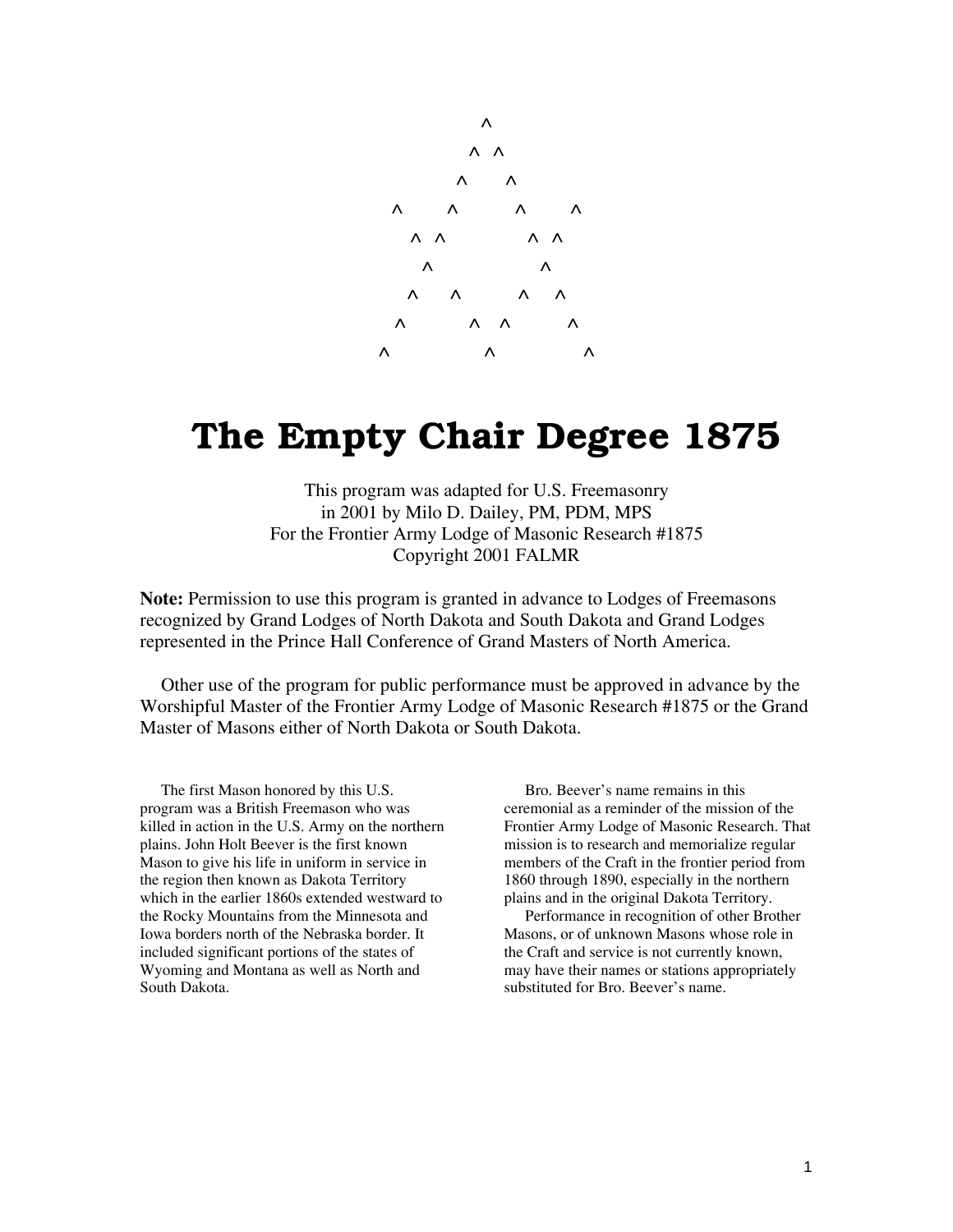```
                ^
              ^   ^
            ^       ^
    ^       ^           ^       ^
      ^   ^               ^   ^
        ^                   ^
      ^       ^         ^       ^
    ^           ^     ^           ^
  ^                 ^                 ^
```

# The Empty Chair Degree 1875

This program was adapted for U.S. Freemasonry
in 2001 by Milo D. Dailey, PM, PDM, MPS
For the Frontier Army Lodge of Masonic Research #1875
Copyright 2001 FALMR

**Note:** Permission to use this program is granted in advance to Lodges of Freemasons recognized by Grand Lodges of North Dakota and South Dakota and Grand Lodges represented in the Prince Hall Conference of Grand Masters of North America.

Other use of the program for public performance must be approved in advance by the Worshipful Master of the Frontier Army Lodge of Masonic Research #1875 or the Grand Master of Masons either of North Dakota or South Dakota.

The first Mason honored by this U.S. program was a British Freemason who was killed in action in the U.S. Army on the northern plains. John Holt Beever is the first known Mason to give his life in uniform in service in the region then known as Dakota Territory which in the earlier 1860s extended westward to the Rocky Mountains from the Minnesota and Iowa borders north of the Nebraska border. It included significant portions of the states of Wyoming and Montana as well as North and South Dakota.

Bro. Beever's name remains in this ceremonial as a reminder of the mission of the Frontier Army Lodge of Masonic Research. That mission is to research and memorialize regular members of the Craft in the frontier period from 1860 through 1890, especially in the northern plains and in the original Dakota Territory.

Performance in recognition of other Brother Masons, or of unknown Masons whose role in the Craft and service is not currently known, may have their names or stations appropriately substituted for Bro. Beever's name.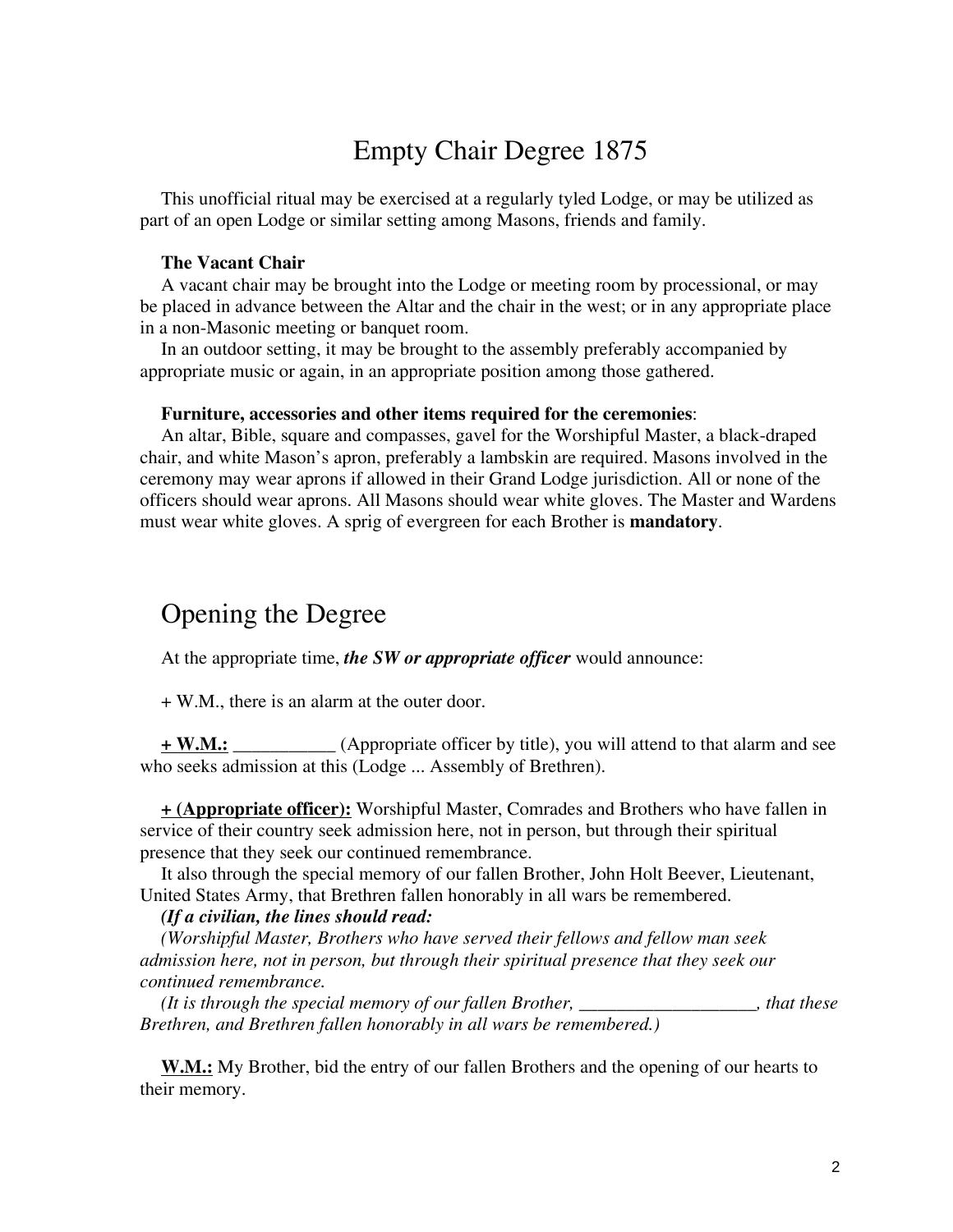# Empty Chair Degree 1875

This unofficial ritual may be exercised at a regularly tyled Lodge, or may be utilized as part of an open Lodge or similar setting among Masons, friends and family.

**The Vacant Chair**

A vacant chair may be brought into the Lodge or meeting room by processional, or may be placed in advance between the Altar and the chair in the west; or in any appropriate place in a non-Masonic meeting or banquet room.

In an outdoor setting, it may be brought to the assembly preferably accompanied by appropriate music or again, in an appropriate position among those gathered.

**Furniture, accessories and other items required for the ceremonies**:

An altar, Bible, square and compasses, gavel for the Worshipful Master, a black-draped chair, and white Mason's apron, preferably a lambskin are required. Masons involved in the ceremony may wear aprons if allowed in their Grand Lodge jurisdiction. All or none of the officers should wear aprons. All Masons should wear white gloves. The Master and Wardens must wear white gloves. A sprig of evergreen for each Brother is **mandatory**.

## Opening the Degree

At the appropriate time, ***the SW or appropriate officer*** would announce:

+ W.M., there is an alarm at the outer door.

<u>**+ W.M.:**</u> ___________ (Appropriate officer by title), you will attend to that alarm and see who seeks admission at this (Lodge ... Assembly of Brethren).

<u>**+ (Appropriate officer):**</u> Worshipful Master, Comrades and Brothers who have fallen in service of their country seek admission here, not in person, but through their spiritual presence that they seek our continued remembrance.

It also through the special memory of our fallen Brother, John Holt Beever, Lieutenant, United States Army, that Brethren fallen honorably in all wars be remembered.

***(If a civilian, the lines should read:***

*(Worshipful Master, Brothers who have served their fellows and fellow man seek admission here, not in person, but through their spiritual presence that they seek our continued remembrance.*

*(It is through the special memory of our fallen Brother, ___________________, that these Brethren, and Brethren fallen honorably in all wars be remembered.)*

<u>**W.M.:**</u> My Brother, bid the entry of our fallen Brothers and the opening of our hearts to their memory.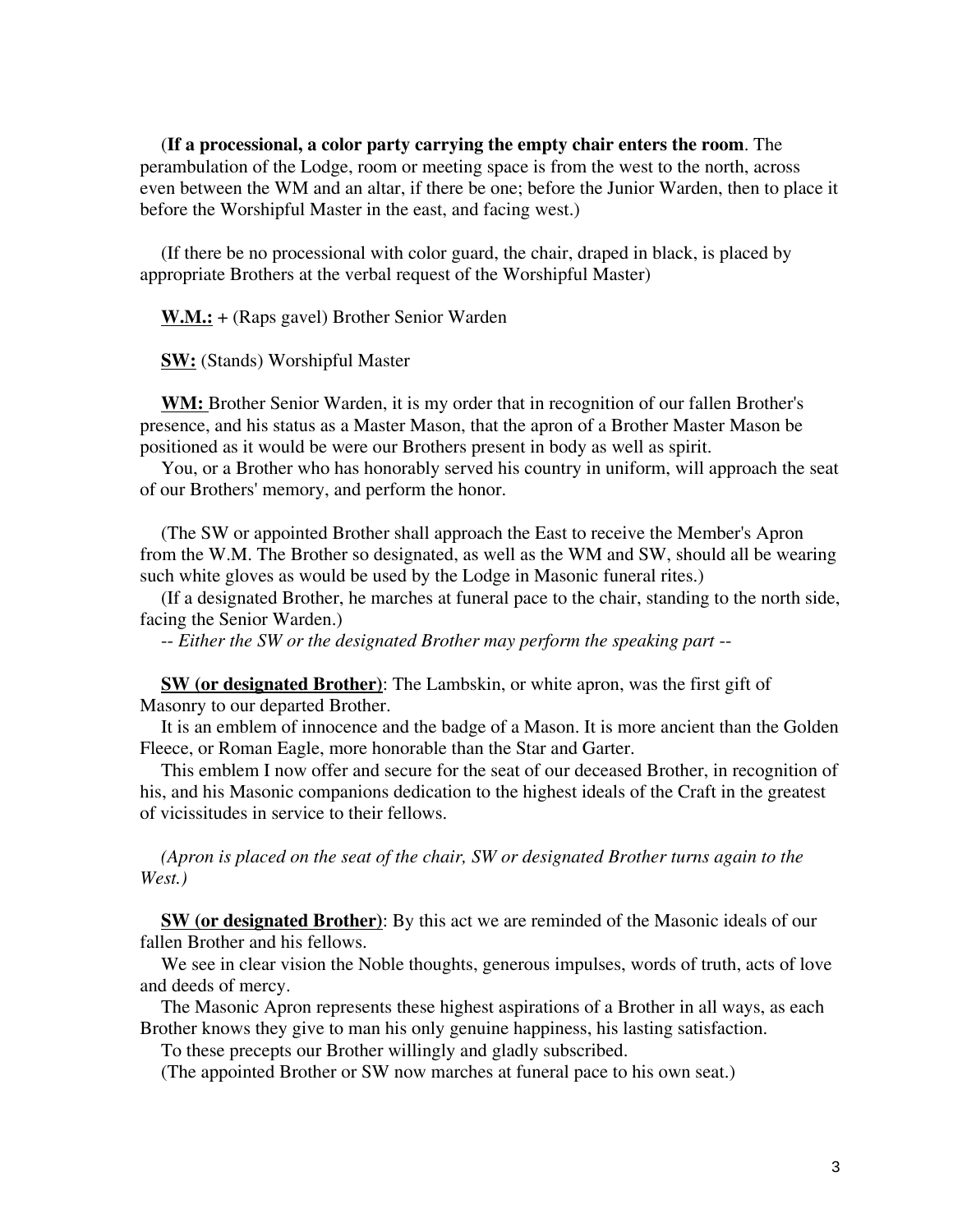(**If a processional, a color party carrying the empty chair enters the room**. The perambulation of the Lodge, room or meeting space is from the west to the north, across even between the WM and an altar, if there be one; before the Junior Warden, then to place it before the Worshipful Master in the east, and facing west.)

(If there be no processional with color guard, the chair, draped in black, is placed by appropriate Brothers at the verbal request of the Worshipful Master)

**W.M.:** + (Raps gavel) Brother Senior Warden

**SW:** (Stands) Worshipful Master

**WM:** Brother Senior Warden, it is my order that in recognition of our fallen Brother's presence, and his status as a Master Mason, that the apron of a Brother Master Mason be positioned as it would be were our Brothers present in body as well as spirit.

You, or a Brother who has honorably served his country in uniform, will approach the seat of our Brothers' memory, and perform the honor.

(The SW or appointed Brother shall approach the East to receive the Member's Apron from the W.M. The Brother so designated, as well as the WM and SW, should all be wearing such white gloves as would be used by the Lodge in Masonic funeral rites.)

(If a designated Brother, he marches at funeral pace to the chair, standing to the north side, facing the Senior Warden.)

-- *Either the SW or the designated Brother may perform the speaking part* --

**SW (or designated Brother)**: The Lambskin, or white apron, was the first gift of Masonry to our departed Brother.

It is an emblem of innocence and the badge of a Mason. It is more ancient than the Golden Fleece, or Roman Eagle, more honorable than the Star and Garter.

This emblem I now offer and secure for the seat of our deceased Brother, in recognition of his, and his Masonic companions dedication to the highest ideals of the Craft in the greatest of vicissitudes in service to their fellows.

*(Apron is placed on the seat of the chair, SW or designated Brother turns again to the West.)*

**SW (or designated Brother)**: By this act we are reminded of the Masonic ideals of our fallen Brother and his fellows.

We see in clear vision the Noble thoughts, generous impulses, words of truth, acts of love and deeds of mercy.

The Masonic Apron represents these highest aspirations of a Brother in all ways, as each Brother knows they give to man his only genuine happiness, his lasting satisfaction.

To these precepts our Brother willingly and gladly subscribed.

(The appointed Brother or SW now marches at funeral pace to his own seat.)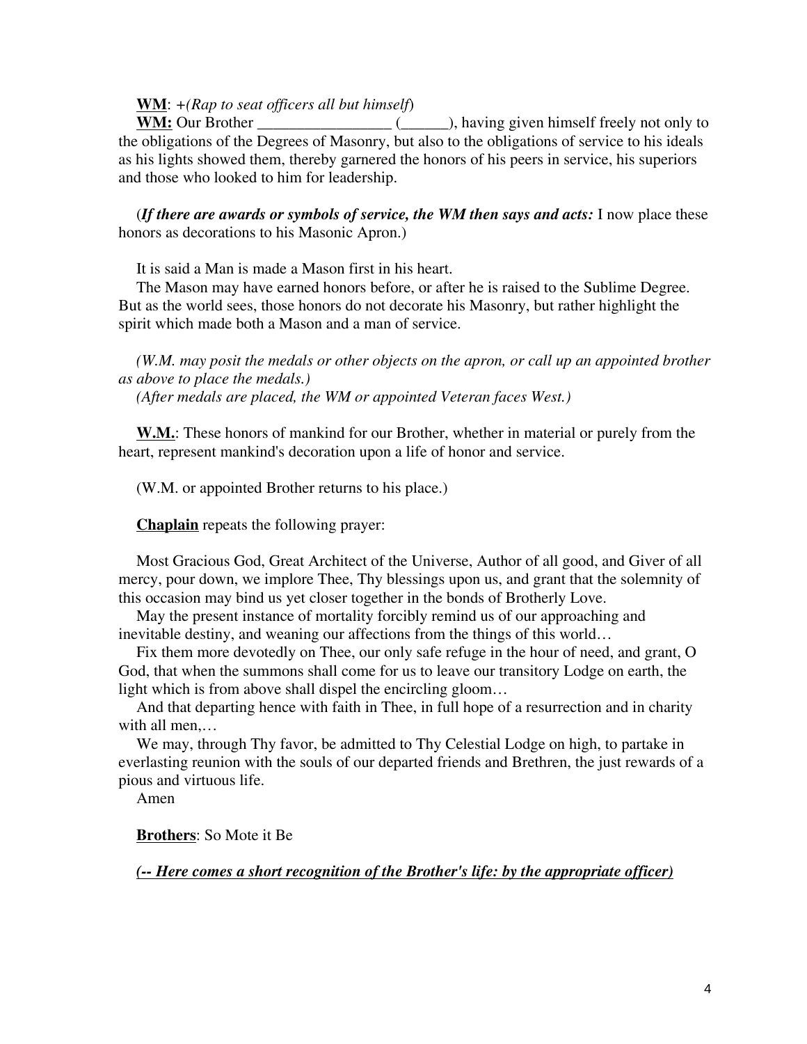**WM**: +*(Rap to seat officers all but himself)*

**WM:** Our Brother _________________ (______), having given himself freely not only to the obligations of the Degrees of Masonry, but also to the obligations of service to his ideals as his lights showed them, thereby garnered the honors of his peers in service, his superiors and those who looked to him for leadership.

(***If there are awards or symbols of service, the WM then says and acts:*** I now place these honors as decorations to his Masonic Apron.)

It is said a Man is made a Mason first in his heart.

The Mason may have earned honors before, or after he is raised to the Sublime Degree. But as the world sees, those honors do not decorate his Masonry, but rather highlight the spirit which made both a Mason and a man of service.

*(W.M. may posit the medals or other objects on the apron, or call up an appointed brother as above to place the medals.)*

*(After medals are placed, the WM or appointed Veteran faces West.)*

**W.M.**: These honors of mankind for our Brother, whether in material or purely from the heart, represent mankind's decoration upon a life of honor and service.

(W.M. or appointed Brother returns to his place.)

**Chaplain** repeats the following prayer:

Most Gracious God, Great Architect of the Universe, Author of all good, and Giver of all mercy, pour down, we implore Thee, Thy blessings upon us, and grant that the solemnity of this occasion may bind us yet closer together in the bonds of Brotherly Love.

May the present instance of mortality forcibly remind us of our approaching and inevitable destiny, and weaning our affections from the things of this world…

Fix them more devotedly on Thee, our only safe refuge in the hour of need, and grant, O God, that when the summons shall come for us to leave our transitory Lodge on earth, the light which is from above shall dispel the encircling gloom…

And that departing hence with faith in Thee, in full hope of a resurrection and in charity with all men,…

We may, through Thy favor, be admitted to Thy Celestial Lodge on high, to partake in everlasting reunion with the souls of our departed friends and Brethren, the just rewards of a pious and virtuous life.

Amen

**Brothers**: So Mote it Be

***(-- Here comes a short recognition of the Brother's life: by the appropriate officer)***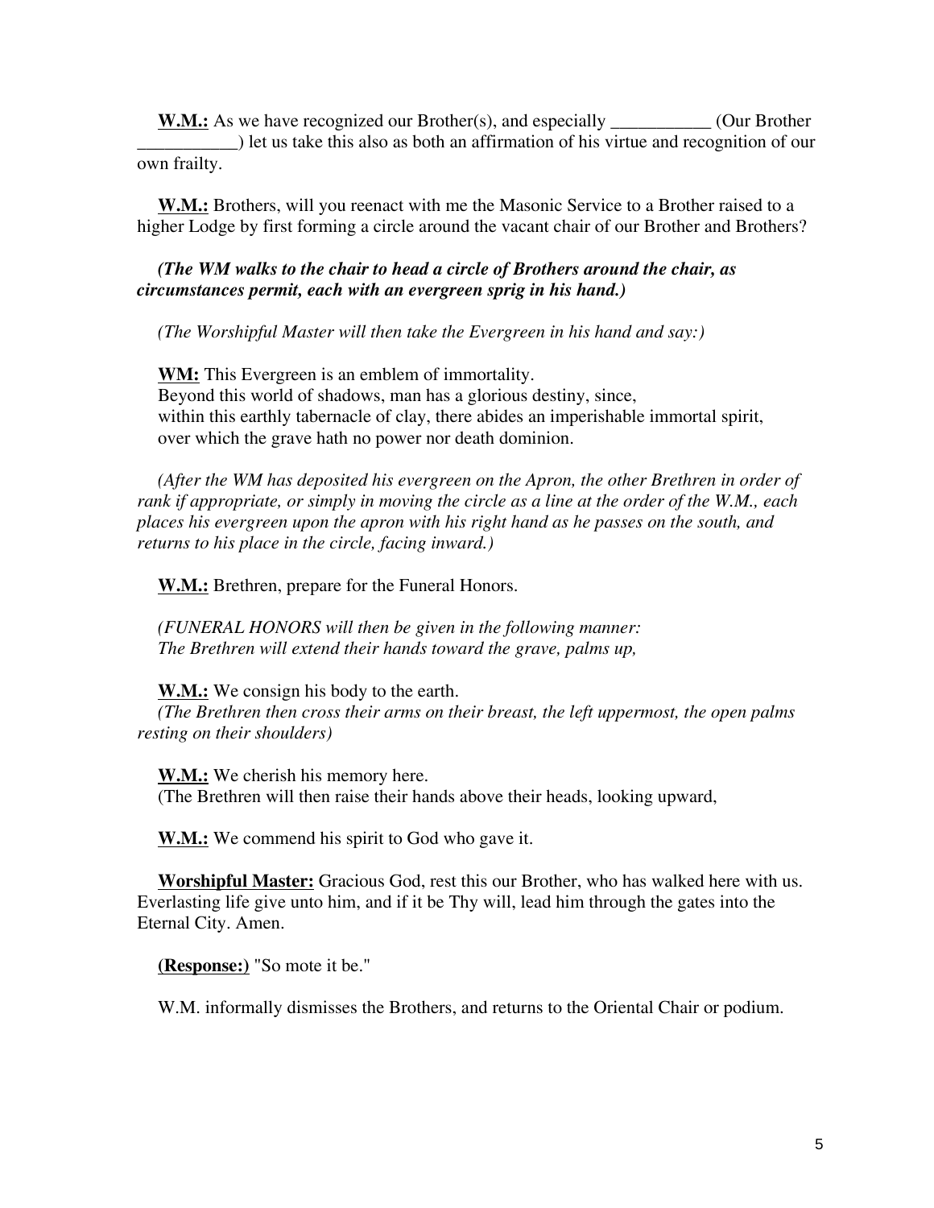**W.M.:** As we have recognized our Brother(s), and especially ___________ (Our Brother ___________) let us take this also as both an affirmation of his virtue and recognition of our own frailty.

**W.M.:** Brothers, will you reenact with me the Masonic Service to a Brother raised to a higher Lodge by first forming a circle around the vacant chair of our Brother and Brothers?

***(The WM walks to the chair to head a circle of Brothers around the chair, as circumstances permit, each with an evergreen sprig in his hand.)***

*(The Worshipful Master will then take the Evergreen in his hand and say:)*

**WM:** This Evergreen is an emblem of immortality.
Beyond this world of shadows, man has a glorious destiny, since,
within this earthly tabernacle of clay, there abides an imperishable immortal spirit,
over which the grave hath no power nor death dominion.

*(After the WM has deposited his evergreen on the Apron, the other Brethren in order of rank if appropriate, or simply in moving the circle as a line at the order of the W.M., each places his evergreen upon the apron with his right hand as he passes on the south, and returns to his place in the circle, facing inward.)*

**W.M.:** Brethren, prepare for the Funeral Honors.

*(FUNERAL HONORS will then be given in the following manner:
The Brethren will extend their hands toward the grave, palms up,*

**W.M.:** We consign his body to the earth.
*(The Brethren then cross their arms on their breast, the left uppermost, the open palms resting on their shoulders)*

**W.M.:** We cherish his memory here.
(The Brethren will then raise their hands above their heads, looking upward,

**W.M.:** We commend his spirit to God who gave it.

**Worshipful Master:** Gracious God, rest this our Brother, who has walked here with us. Everlasting life give unto him, and if it be Thy will, lead him through the gates into the Eternal City. Amen.

**(Response:)** "So mote it be."

W.M. informally dismisses the Brothers, and returns to the Oriental Chair or podium.